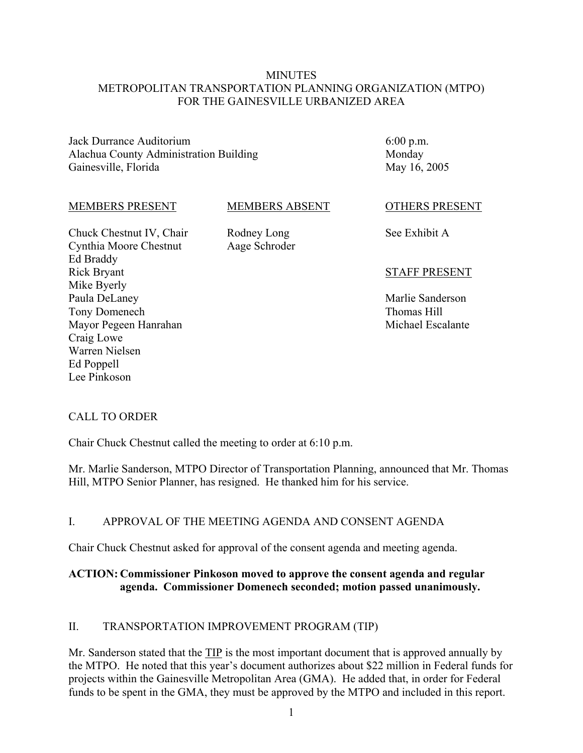# MINUTES
# METROPOLITAN TRANSPORTATION PLANNING ORGANIZATION (MTPO)
# FOR THE GAINESVILLE URBANIZED AREA

Jack Durrance Auditorium
Alachua County Administration Building
Gainesville, Florida

6:00 p.m.
Monday
May 16, 2005

| MEMBERS PRESENT | MEMBERS ABSENT | OTHERS PRESENT |
|---|---|---|
| Chuck Chestnut IV, Chair | Rodney Long | See Exhibit A |
| Cynthia Moore Chestnut | Aage Schroder | |
| Ed Braddy | | |
| Rick Bryant | | **STAFF PRESENT** |
| Mike Byerly | | |
| Paula DeLaney | | Marlie Sanderson |
| Tony Domenech | | Thomas Hill |
| Mayor Pegeen Hanrahan | | Michael Escalante |
| Craig Lowe | | |
| Warren Nielsen | | |
| Ed Poppell | | |
| Lee Pinkoson | | |

## CALL TO ORDER

Chair Chuck Chestnut called the meeting to order at 6:10 p.m.

Mr. Marlie Sanderson, MTPO Director of Transportation Planning, announced that Mr. Thomas Hill, MTPO Senior Planner, has resigned. He thanked him for his service.

## I. APPROVAL OF THE MEETING AGENDA AND CONSENT AGENDA

Chair Chuck Chestnut asked for approval of the consent agenda and meeting agenda.

**ACTION: Commissioner Pinkoson moved to approve the consent agenda and regular agenda. Commissioner Domenech seconded; motion passed unanimously.**

## II. TRANSPORTATION IMPROVEMENT PROGRAM (TIP)

Mr. Sanderson stated that the TIP is the most important document that is approved annually by the MTPO. He noted that this year's document authorizes about $22 million in Federal funds for projects within the Gainesville Metropolitan Area (GMA). He added that, in order for Federal funds to be spent in the GMA, they must be approved by the MTPO and included in this report.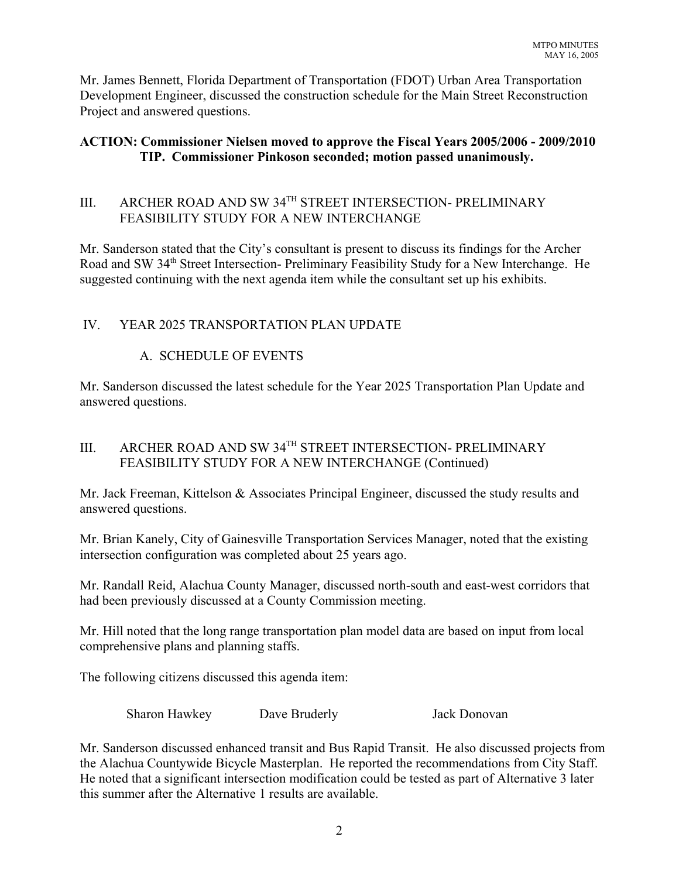Mr. James Bennett, Florida Department of Transportation (FDOT) Urban Area Transportation Development Engineer, discussed the construction schedule for the Main Street Reconstruction Project and answered questions.

**ACTION: Commissioner Nielsen moved to approve the Fiscal Years 2005/2006 - 2009/2010 TIP. Commissioner Pinkoson seconded; motion passed unanimously.**

## III. ARCHER ROAD AND SW 34TH STREET INTERSECTION- PRELIMINARY FEASIBILITY STUDY FOR A NEW INTERCHANGE

Mr. Sanderson stated that the City's consultant is present to discuss its findings for the Archer Road and SW 34th Street Intersection- Preliminary Feasibility Study for a New Interchange. He suggested continuing with the next agenda item while the consultant set up his exhibits.

## IV. YEAR 2025 TRANSPORTATION PLAN UPDATE

### A. SCHEDULE OF EVENTS

Mr. Sanderson discussed the latest schedule for the Year 2025 Transportation Plan Update and answered questions.

## III. ARCHER ROAD AND SW 34TH STREET INTERSECTION- PRELIMINARY FEASIBILITY STUDY FOR A NEW INTERCHANGE (Continued)

Mr. Jack Freeman, Kittelson & Associates Principal Engineer, discussed the study results and answered questions.

Mr. Brian Kanely, City of Gainesville Transportation Services Manager, noted that the existing intersection configuration was completed about 25 years ago.

Mr. Randall Reid, Alachua County Manager, discussed north-south and east-west corridors that had been previously discussed at a County Commission meeting.

Mr. Hill noted that the long range transportation plan model data are based on input from local comprehensive plans and planning staffs.

The following citizens discussed this agenda item:

Sharon Hawkey        Dave Bruderly        Jack Donovan

Mr. Sanderson discussed enhanced transit and Bus Rapid Transit. He also discussed projects from the Alachua Countywide Bicycle Masterplan. He reported the recommendations from City Staff. He noted that a significant intersection modification could be tested as part of Alternative 3 later this summer after the Alternative 1 results are available.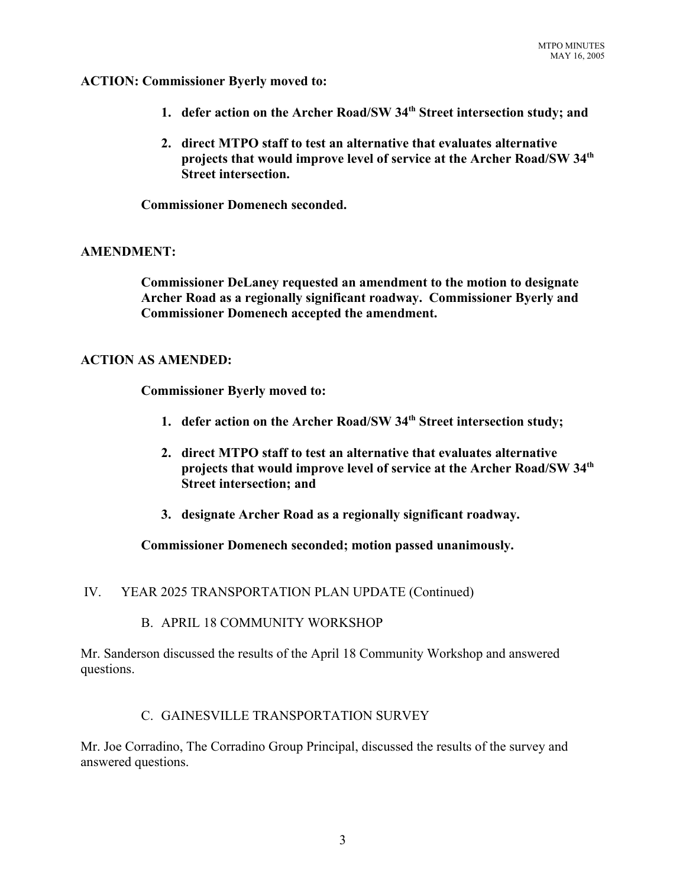**ACTION: Commissioner Byerly moved to:**

1. **defer action on the Archer Road/SW 34th Street intersection study; and**
2. **direct MTPO staff to test an alternative that evaluates alternative projects that would improve level of service at the Archer Road/SW 34th Street intersection.**

**Commissioner Domenech seconded.**

**AMENDMENT:**

**Commissioner DeLaney requested an amendment to the motion to designate Archer Road as a regionally significant roadway. Commissioner Byerly and Commissioner Domenech accepted the amendment.**

**ACTION AS AMENDED:**

**Commissioner Byerly moved to:**

1. **defer action on the Archer Road/SW 34th Street intersection study;**
2. **direct MTPO staff to test an alternative that evaluates alternative projects that would improve level of service at the Archer Road/SW 34th Street intersection; and**
3. **designate Archer Road as a regionally significant roadway.**

**Commissioner Domenech seconded; motion passed unanimously.**

## IV. YEAR 2025 TRANSPORTATION PLAN UPDATE (Continued)

### B. APRIL 18 COMMUNITY WORKSHOP

Mr. Sanderson discussed the results of the April 18 Community Workshop and answered questions.

### C. GAINESVILLE TRANSPORTATION SURVEY

Mr. Joe Corradino, The Corradino Group Principal, discussed the results of the survey and answered questions.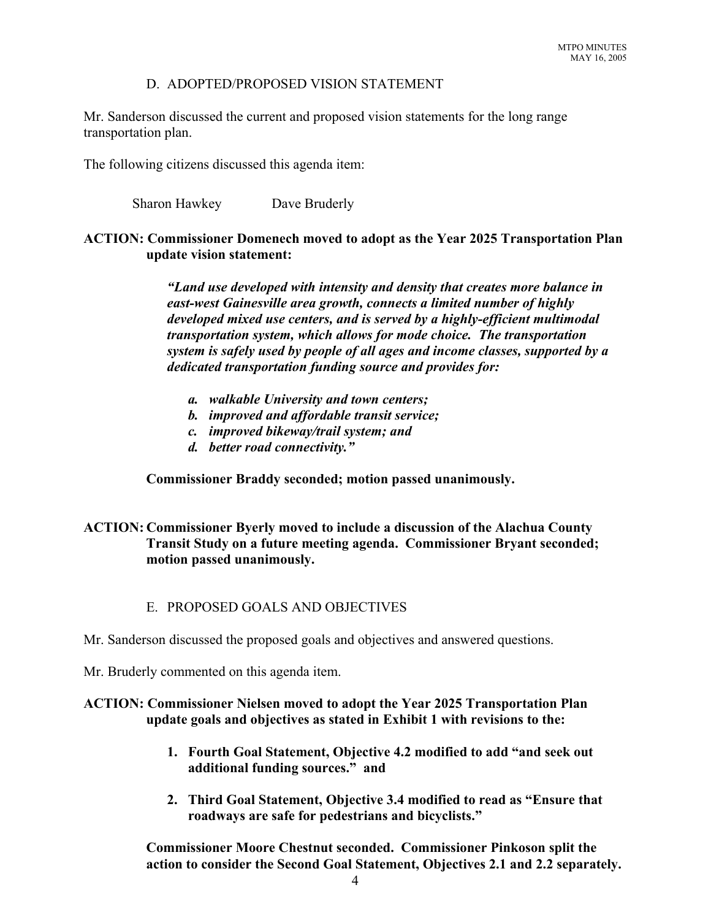### D. ADOPTED/PROPOSED VISION STATEMENT

Mr. Sanderson discussed the current and proposed vision statements for the long range transportation plan.

The following citizens discussed this agenda item:

Sharon Hawkey    Dave Bruderly

**ACTION: Commissioner Domenech moved to adopt as the Year 2025 Transportation Plan update vision statement:**

> ***"Land use developed with intensity and density that creates more balance in east-west Gainesville area growth, connects a limited number of highly developed mixed use centers, and is served by a highly-efficient multimodal transportation system, which allows for mode choice. The transportation system is safely used by people of all ages and income classes, supported by a dedicated transportation funding source and provides for:***
>
> ***a. walkable University and town centers;***
> ***b. improved and affordable transit service;***
> ***c. improved bikeway/trail system; and***
> ***d. better road connectivity."***

**Commissioner Braddy seconded; motion passed unanimously.**

**ACTION: Commissioner Byerly moved to include a discussion of the Alachua County Transit Study on a future meeting agenda. Commissioner Bryant seconded; motion passed unanimously.**

### E. PROPOSED GOALS AND OBJECTIVES

Mr. Sanderson discussed the proposed goals and objectives and answered questions.

Mr. Bruderly commented on this agenda item.

**ACTION: Commissioner Nielsen moved to adopt the Year 2025 Transportation Plan update goals and objectives as stated in Exhibit 1 with revisions to the:**

1. **Fourth Goal Statement, Objective 4.2 modified to add "and seek out additional funding sources." and**
2. **Third Goal Statement, Objective 3.4 modified to read as "Ensure that roadways are safe for pedestrians and bicyclists."**

**Commissioner Moore Chestnut seconded. Commissioner Pinkoson split the action to consider the Second Goal Statement, Objectives 2.1 and 2.2 separately.**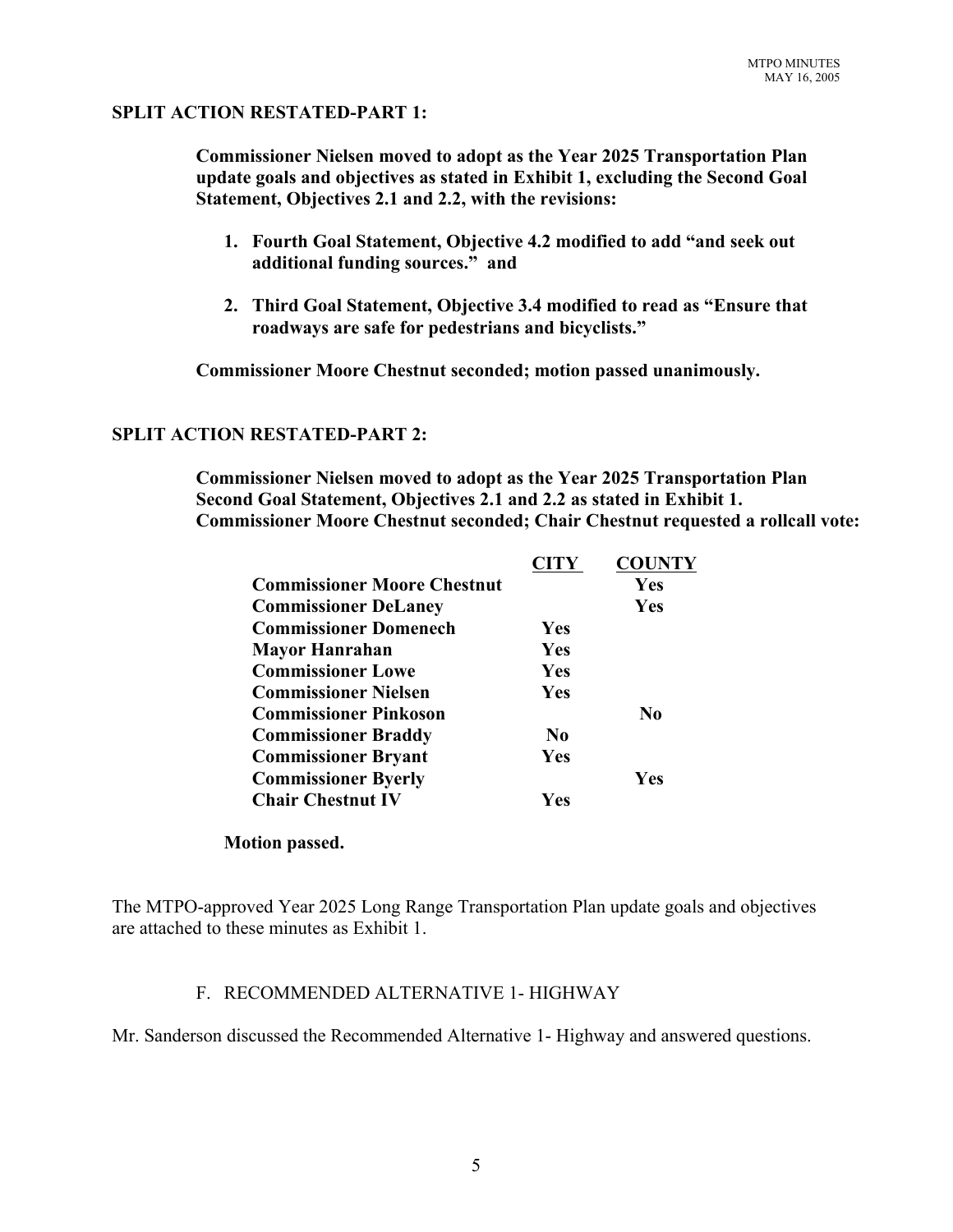**SPLIT ACTION RESTATED-PART 1:**

**Commissioner Nielsen moved to adopt as the Year 2025 Transportation Plan update goals and objectives as stated in Exhibit 1, excluding the Second Goal Statement, Objectives 2.1 and 2.2, with the revisions:**

1. **Fourth Goal Statement, Objective 4.2 modified to add "and seek out additional funding sources." and**

2. **Third Goal Statement, Objective 3.4 modified to read as "Ensure that roadways are safe for pedestrians and bicyclists."**

**Commissioner Moore Chestnut seconded; motion passed unanimously.**

**SPLIT ACTION RESTATED-PART 2:**

**Commissioner Nielsen moved to adopt as the Year 2025 Transportation Plan Second Goal Statement, Objectives 2.1 and 2.2 as stated in Exhibit 1. Commissioner Moore Chestnut seconded; Chair Chestnut requested a rollcall vote:**

| | CITY | COUNTY |
|---|---|---|
| **Commissioner Moore Chestnut** | | **Yes** |
| **Commissioner DeLaney** | | **Yes** |
| **Commissioner Domenech** | **Yes** | |
| **Mayor Hanrahan** | **Yes** | |
| **Commissioner Lowe** | **Yes** | |
| **Commissioner Nielsen** | **Yes** | |
| **Commissioner Pinkoson** | | **No** |
| **Commissioner Braddy** | **No** | |
| **Commissioner Bryant** | **Yes** | |
| **Commissioner Byerly** | | **Yes** |
| **Chair Chestnut IV** | **Yes** | |

**Motion passed.**

The MTPO-approved Year 2025 Long Range Transportation Plan update goals and objectives are attached to these minutes as Exhibit 1.

F. RECOMMENDED ALTERNATIVE 1- HIGHWAY

Mr. Sanderson discussed the Recommended Alternative 1- Highway and answered questions.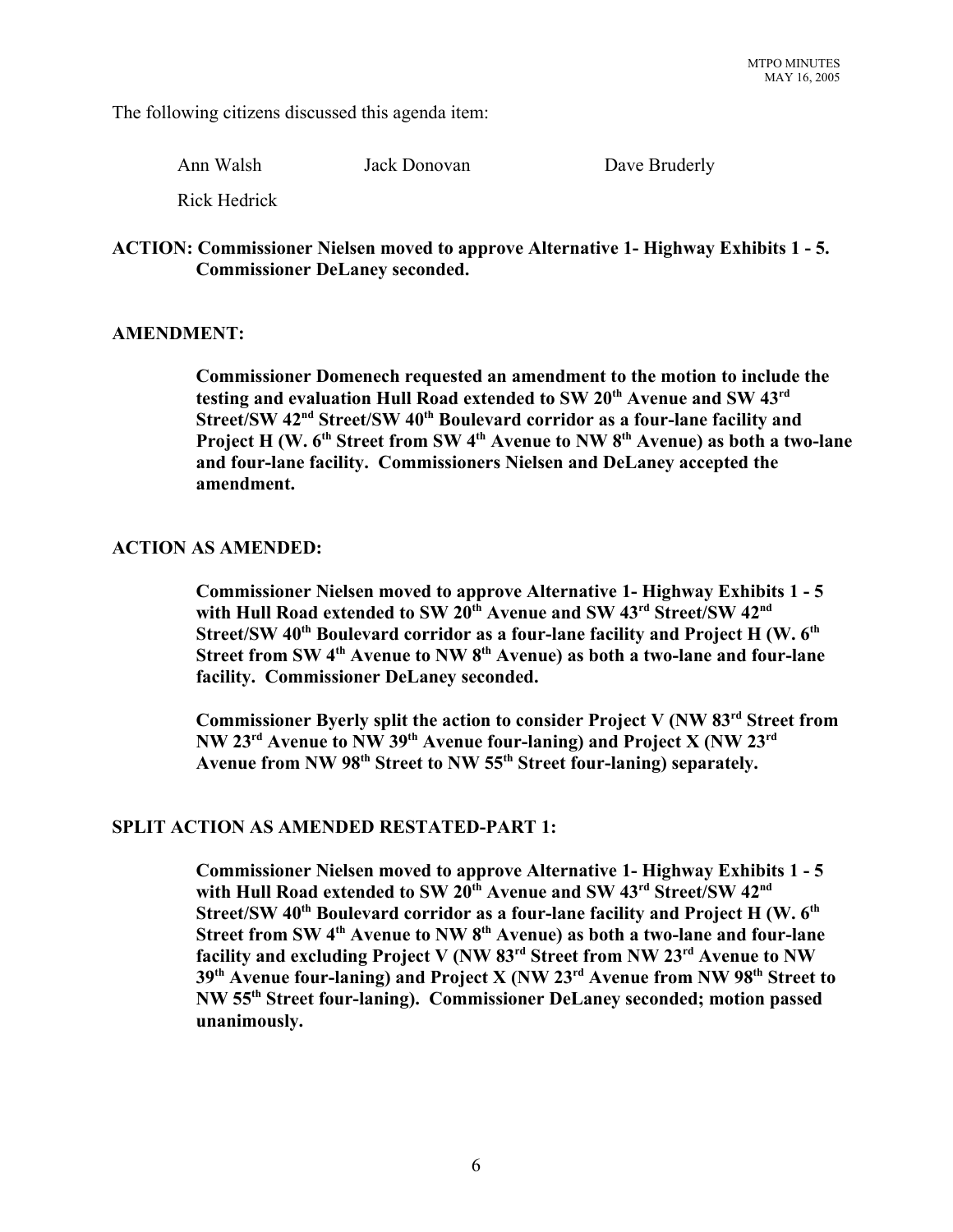The following citizens discussed this agenda item:

Ann Walsh  Jack Donovan  Dave Bruderly

Rick Hedrick

**ACTION: Commissioner Nielsen moved to approve Alternative 1- Highway Exhibits 1 - 5. Commissioner DeLaney seconded.**

**AMENDMENT:**

**Commissioner Domenech requested an amendment to the motion to include the testing and evaluation Hull Road extended to SW 20th Avenue and SW 43rd Street/SW 42nd Street/SW 40th Boulevard corridor as a four-lane facility and Project H (W. 6th Street from SW 4th Avenue to NW 8th Avenue) as both a two-lane and four-lane facility. Commissioners Nielsen and DeLaney accepted the amendment.**

**ACTION AS AMENDED:**

**Commissioner Nielsen moved to approve Alternative 1- Highway Exhibits 1 - 5 with Hull Road extended to SW 20th Avenue and SW 43rd Street/SW 42nd Street/SW 40th Boulevard corridor as a four-lane facility and Project H (W. 6th Street from SW 4th Avenue to NW 8th Avenue) as both a two-lane and four-lane facility. Commissioner DeLaney seconded.**

**Commissioner Byerly split the action to consider Project V (NW 83rd Street from NW 23rd Avenue to NW 39th Avenue four-laning) and Project X (NW 23rd Avenue from NW 98th Street to NW 55th Street four-laning) separately.**

**SPLIT ACTION AS AMENDED RESTATED-PART 1:**

**Commissioner Nielsen moved to approve Alternative 1- Highway Exhibits 1 - 5 with Hull Road extended to SW 20th Avenue and SW 43rd Street/SW 42nd Street/SW 40th Boulevard corridor as a four-lane facility and Project H (W. 6th Street from SW 4th Avenue to NW 8th Avenue) as both a two-lane and four-lane facility and excluding Project V (NW 83rd Street from NW 23rd Avenue to NW 39th Avenue four-laning) and Project X (NW 23rd Avenue from NW 98th Street to NW 55th Street four-laning). Commissioner DeLaney seconded; motion passed unanimously.**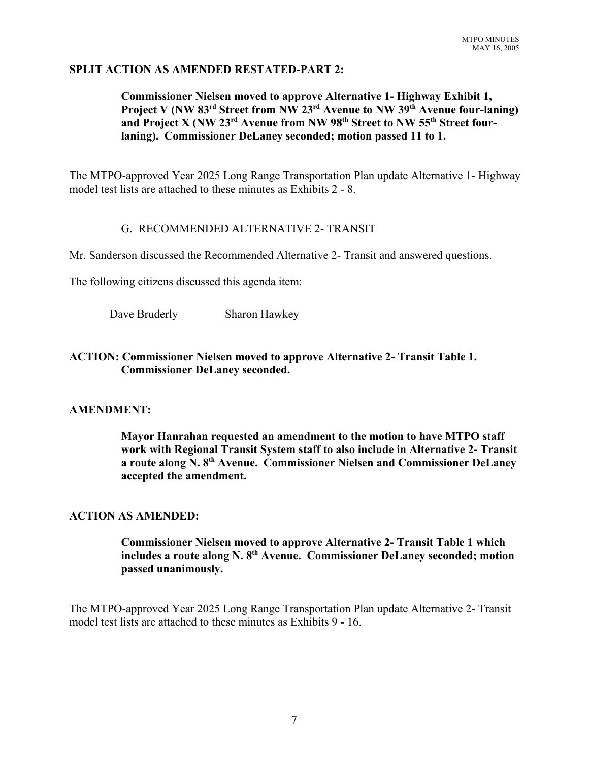**SPLIT ACTION AS AMENDED RESTATED-PART 2:**

> **Commissioner Nielsen moved to approve Alternative 1- Highway Exhibit 1, Project V (NW 83rd Street from NW 23rd Avenue to NW 39th Avenue four-laning) and Project X (NW 23rd Avenue from NW 98th Street to NW 55th Street four-laning). Commissioner DeLaney seconded; motion passed 11 to 1.**

The MTPO-approved Year 2025 Long Range Transportation Plan update Alternative 1- Highway model test lists are attached to these minutes as Exhibits 2 - 8.

G. RECOMMENDED ALTERNATIVE 2- TRANSIT

Mr. Sanderson discussed the Recommended Alternative 2- Transit and answered questions.

The following citizens discussed this agenda item:

Dave Bruderly Sharon Hawkey

**ACTION: Commissioner Nielsen moved to approve Alternative 2- Transit Table 1. Commissioner DeLaney seconded.**

**AMENDMENT:**

> **Mayor Hanrahan requested an amendment to the motion to have MTPO staff work with Regional Transit System staff to also include in Alternative 2- Transit a route along N. 8th Avenue. Commissioner Nielsen and Commissioner DeLaney accepted the amendment.**

**ACTION AS AMENDED:**

> **Commissioner Nielsen moved to approve Alternative 2- Transit Table 1 which includes a route along N. 8th Avenue. Commissioner DeLaney seconded; motion passed unanimously.**

The MTPO-approved Year 2025 Long Range Transportation Plan update Alternative 2- Transit model test lists are attached to these minutes as Exhibits 9 - 16.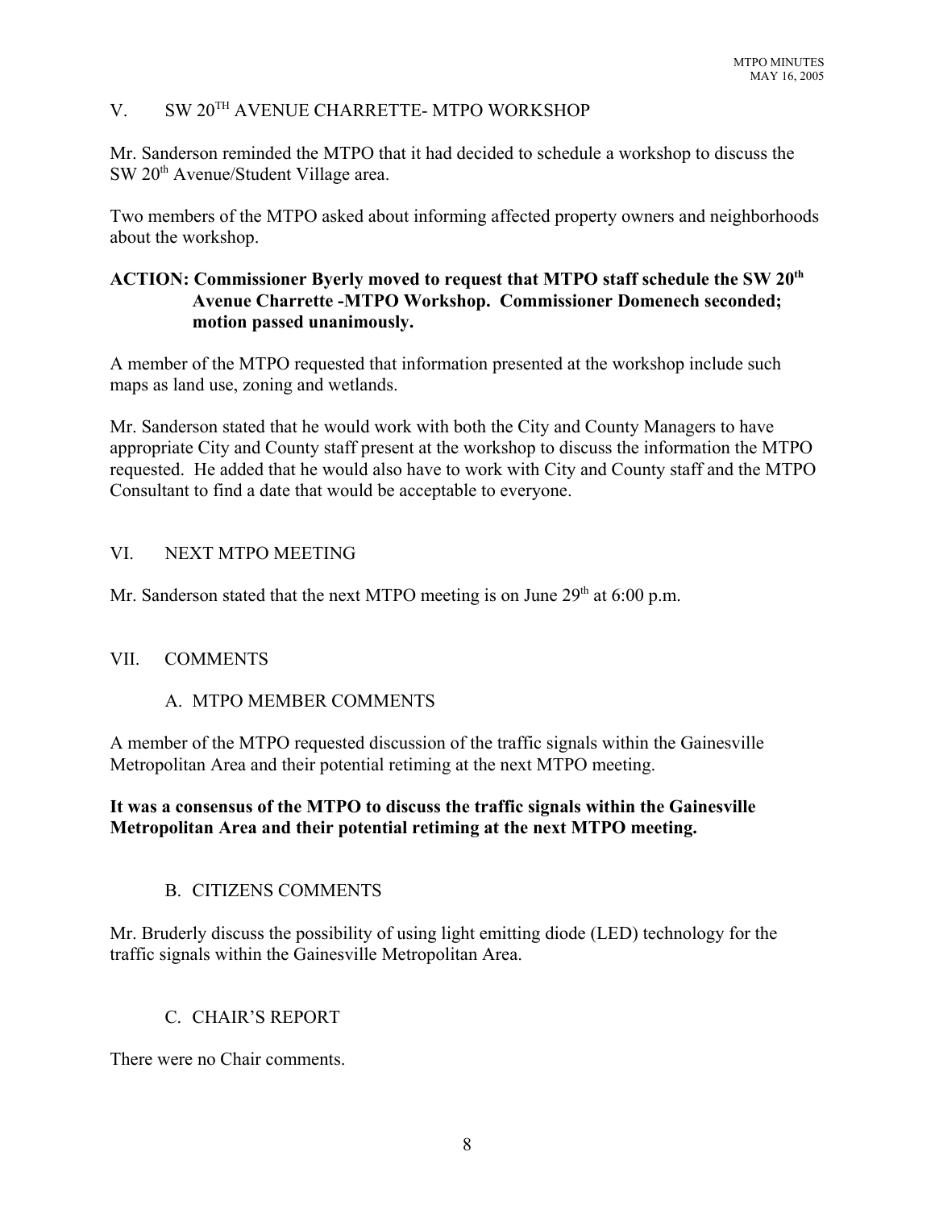## V. SW 20TH AVENUE CHARRETTE- MTPO WORKSHOP

Mr. Sanderson reminded the MTPO that it had decided to schedule a workshop to discuss the SW 20th Avenue/Student Village area.

Two members of the MTPO asked about informing affected property owners and neighborhoods about the workshop.

**ACTION: Commissioner Byerly moved to request that MTPO staff schedule the SW 20th Avenue Charrette -MTPO Workshop. Commissioner Domenech seconded; motion passed unanimously.**

A member of the MTPO requested that information presented at the workshop include such maps as land use, zoning and wetlands.

Mr. Sanderson stated that he would work with both the City and County Managers to have appropriate City and County staff present at the workshop to discuss the information the MTPO requested. He added that he would also have to work with City and County staff and the MTPO Consultant to find a date that would be acceptable to everyone.

## VI. NEXT MTPO MEETING

Mr. Sanderson stated that the next MTPO meeting is on June 29th at 6:00 p.m.

## VII. COMMENTS

### A. MTPO MEMBER COMMENTS

A member of the MTPO requested discussion of the traffic signals within the Gainesville Metropolitan Area and their potential retiming at the next MTPO meeting.

**It was a consensus of the MTPO to discuss the traffic signals within the Gainesville Metropolitan Area and their potential retiming at the next MTPO meeting.**

### B. CITIZENS COMMENTS

Mr. Bruderly discuss the possibility of using light emitting diode (LED) technology for the traffic signals within the Gainesville Metropolitan Area.

### C. CHAIR'S REPORT

There were no Chair comments.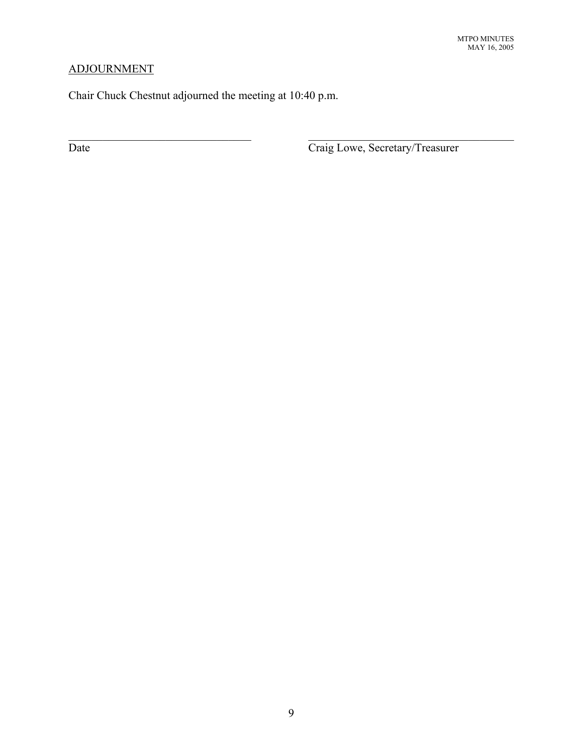## ADJOURNMENT

Chair Chuck Chestnut adjourned the meeting at 10:40 p.m.

\_\_\_\_\_\_\_\_\_\_\_\_\_\_\_\_\_\_\_\_\_\_\_\_\_\_\_\_\_\_\_\_\_\_ \_\_\_\_\_\_\_\_\_\_\_\_\_\_\_\_\_\_\_\_\_\_\_\_\_\_\_\_\_\_\_\_\_\_\_\_\_\_

Date Craig Lowe, Secretary/Treasurer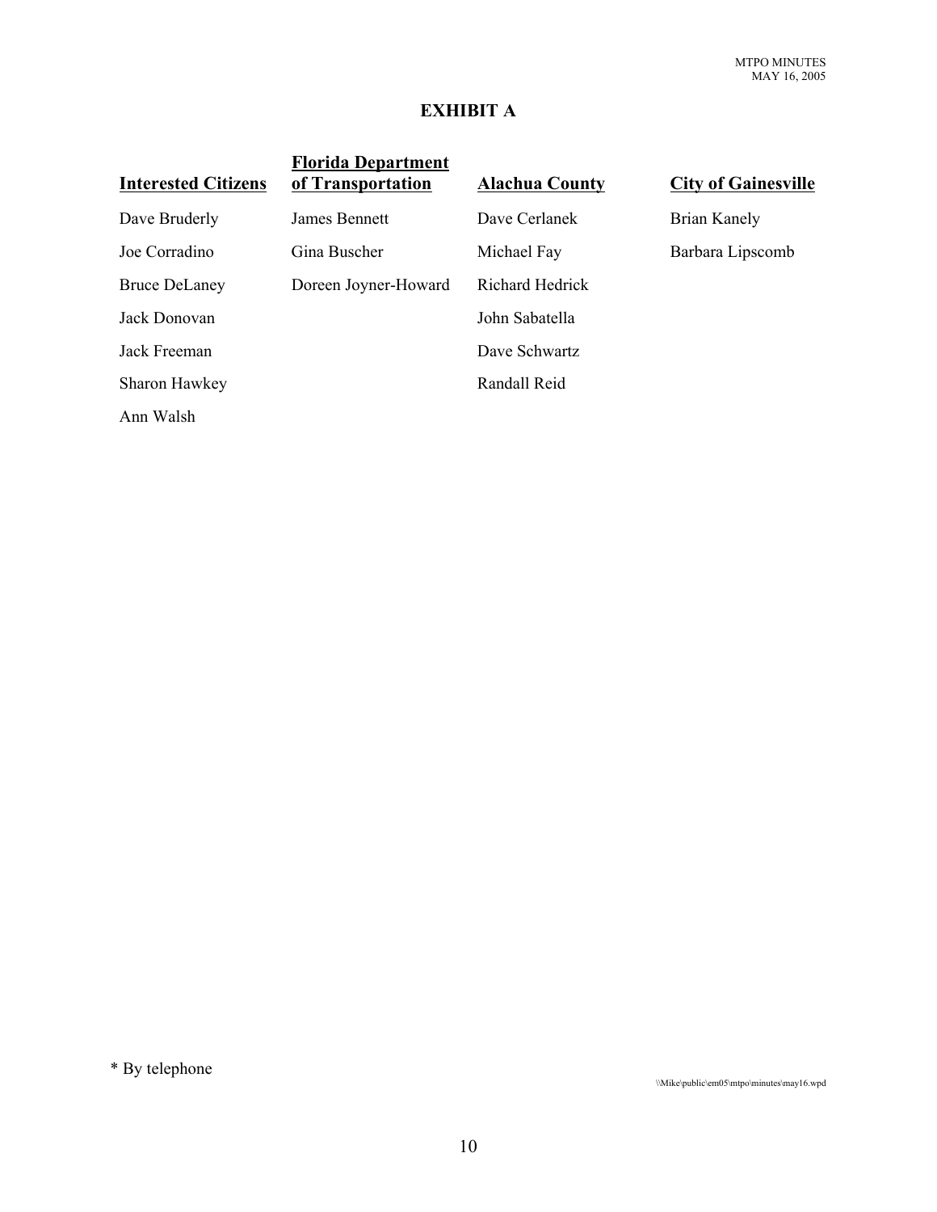## EXHIBIT A

| Interested Citizens | Florida Department of Transportation | Alachua County | City of Gainesville |
|---|---|---|---|
| Dave Bruderly | James Bennett | Dave Cerlanek | Brian Kanely |
| Joe Corradino | Gina Buscher | Michael Fay | Barbara Lipscomb |
| Bruce DeLaney | Doreen Joyner-Howard | Richard Hedrick | |
| Jack Donovan | | John Sabatella | |
| Jack Freeman | | Dave Schwartz | |
| Sharon Hawkey | | Randall Reid | |
| Ann Walsh | | | |

* By telephone

\\Mike\public\em05\mtpo\minutes\may16.wpd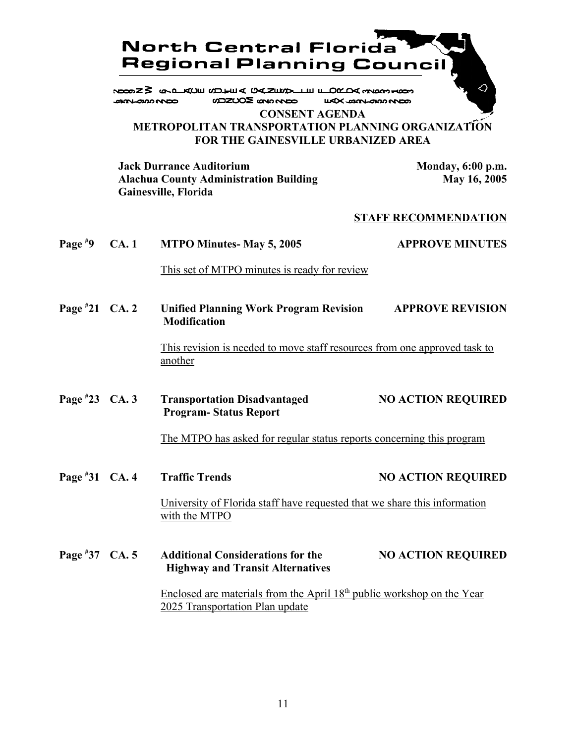# North Central Florida Regional Planning Council

2009 NW 67th PLACE SUITE A GAINESVILLE FLORIDA 32653-1603
352.955.2200 SUNCOM 625.2200 FAX 352.955.2209

## CONSENT AGENDA
## METROPOLITAN TRANSPORTATION PLANNING ORGANIZATION FOR THE GAINESVILLE URBANIZED AREA

**Jack Durrance Auditorium**
**Alachua County Administration Building**
**Gainesville, Florida**

**Monday, 6:00 p.m.**
**May 16, 2005**

**STAFF RECOMMENDATION**

**Page #9 CA. 1 MTPO Minutes- May 5, 2005** — **APPROVE MINUTES**

This set of MTPO minutes is ready for review

**Page #21 CA. 2 Unified Planning Work Program Revision Modification** — **APPROVE REVISION**

This revision is needed to move staff resources from one approved task to another

**Page #23 CA. 3 Transportation Disadvantaged Program- Status Report** — **NO ACTION REQUIRED**

The MTPO has asked for regular status reports concerning this program

**Page #31 CA. 4 Traffic Trends** — **NO ACTION REQUIRED**

University of Florida staff have requested that we share this information with the MTPO

**Page #37 CA. 5 Additional Considerations for the Highway and Transit Alternatives** — **NO ACTION REQUIRED**

Enclosed are materials from the April 18th public workshop on the Year 2025 Transportation Plan update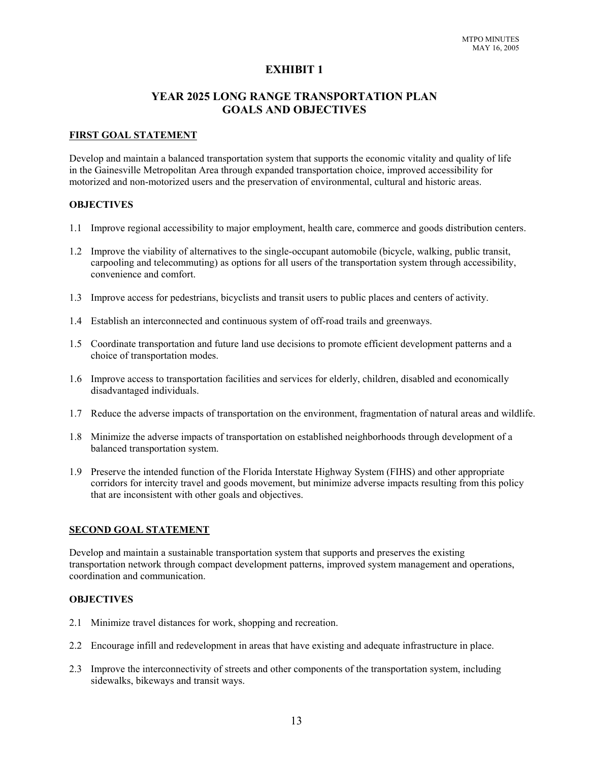# EXHIBIT 1

## YEAR 2025 LONG RANGE TRANSPORTATION PLAN GOALS AND OBJECTIVES

### FIRST GOAL STATEMENT

Develop and maintain a balanced transportation system that supports the economic vitality and quality of life in the Gainesville Metropolitan Area through expanded transportation choice, improved accessibility for motorized and non-motorized users and the preservation of environmental, cultural and historic areas.

**OBJECTIVES**

1.1 Improve regional accessibility to major employment, health care, commerce and goods distribution centers.

1.2 Improve the viability of alternatives to the single-occupant automobile (bicycle, walking, public transit, carpooling and telecommuting) as options for all users of the transportation system through accessibility, convenience and comfort.

1.3 Improve access for pedestrians, bicyclists and transit users to public places and centers of activity.

1.4 Establish an interconnected and continuous system of off-road trails and greenways.

1.5 Coordinate transportation and future land use decisions to promote efficient development patterns and a choice of transportation modes.

1.6 Improve access to transportation facilities and services for elderly, children, disabled and economically disadvantaged individuals.

1.7 Reduce the adverse impacts of transportation on the environment, fragmentation of natural areas and wildlife.

1.8 Minimize the adverse impacts of transportation on established neighborhoods through development of a balanced transportation system.

1.9 Preserve the intended function of the Florida Interstate Highway System (FIHS) and other appropriate corridors for intercity travel and goods movement, but minimize adverse impacts resulting from this policy that are inconsistent with other goals and objectives.

### SECOND GOAL STATEMENT

Develop and maintain a sustainable transportation system that supports and preserves the existing transportation network through compact development patterns, improved system management and operations, coordination and communication.

**OBJECTIVES**

2.1 Minimize travel distances for work, shopping and recreation.

2.2 Encourage infill and redevelopment in areas that have existing and adequate infrastructure in place.

2.3 Improve the interconnectivity of streets and other components of the transportation system, including sidewalks, bikeways and transit ways.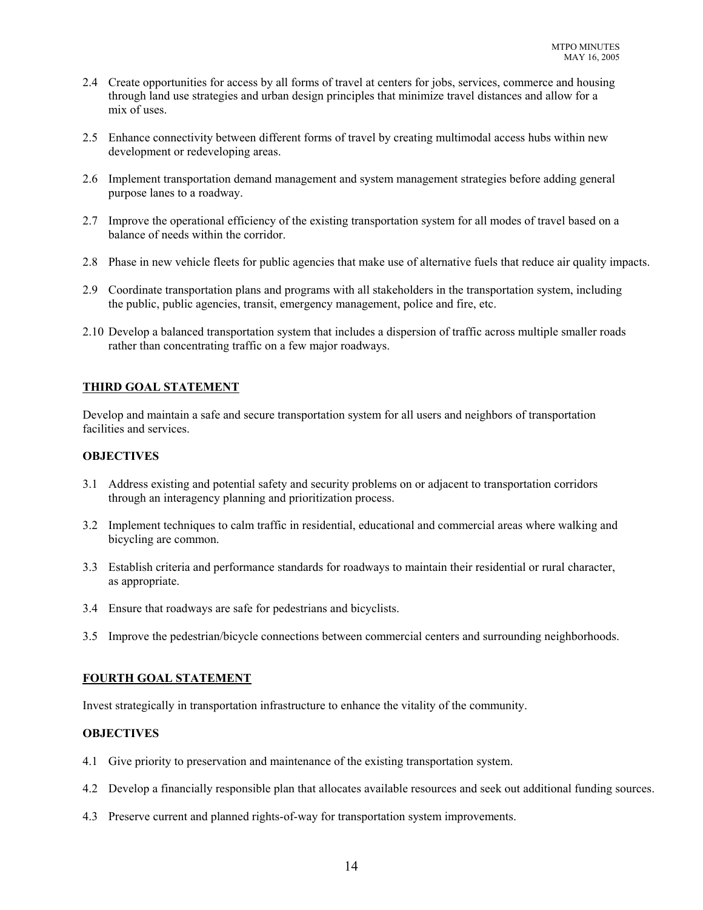2.4 Create opportunities for access by all forms of travel at centers for jobs, services, commerce and housing through land use strategies and urban design principles that minimize travel distances and allow for a mix of uses.

2.5 Enhance connectivity between different forms of travel by creating multimodal access hubs within new development or redeveloping areas.

2.6 Implement transportation demand management and system management strategies before adding general purpose lanes to a roadway.

2.7 Improve the operational efficiency of the existing transportation system for all modes of travel based on a balance of needs within the corridor.

2.8 Phase in new vehicle fleets for public agencies that make use of alternative fuels that reduce air quality impacts.

2.9 Coordinate transportation plans and programs with all stakeholders in the transportation system, including the public, public agencies, transit, emergency management, police and fire, etc.

2.10 Develop a balanced transportation system that includes a dispersion of traffic across multiple smaller roads rather than concentrating traffic on a few major roadways.

## THIRD GOAL STATEMENT

Develop and maintain a safe and secure transportation system for all users and neighbors of transportation facilities and services.

### OBJECTIVES

3.1 Address existing and potential safety and security problems on or adjacent to transportation corridors through an interagency planning and prioritization process.

3.2 Implement techniques to calm traffic in residential, educational and commercial areas where walking and bicycling are common.

3.3 Establish criteria and performance standards for roadways to maintain their residential or rural character, as appropriate.

3.4 Ensure that roadways are safe for pedestrians and bicyclists.

3.5 Improve the pedestrian/bicycle connections between commercial centers and surrounding neighborhoods.

## FOURTH GOAL STATEMENT

Invest strategically in transportation infrastructure to enhance the vitality of the community.

### OBJECTIVES

4.1 Give priority to preservation and maintenance of the existing transportation system.

4.2 Develop a financially responsible plan that allocates available resources and seek out additional funding sources.

4.3 Preserve current and planned rights-of-way for transportation system improvements.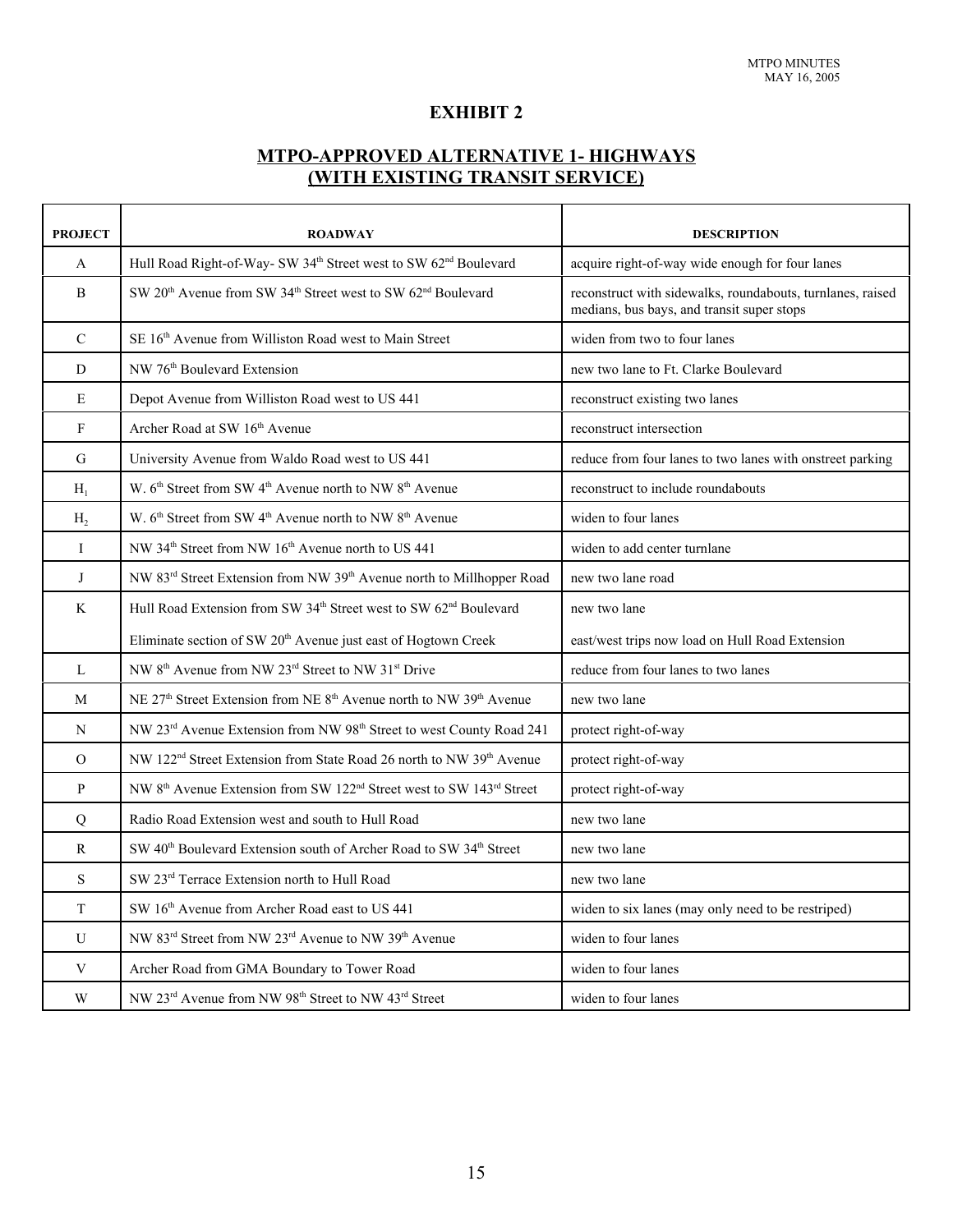# EXHIBIT 2

## MTPO-APPROVED ALTERNATIVE 1- HIGHWAYS (WITH EXISTING TRANSIT SERVICE)

| PROJECT | ROADWAY | DESCRIPTION |
|---|---|---|
| A | Hull Road Right-of-Way- SW 34th Street west to SW 62nd Boulevard | acquire right-of-way wide enough for four lanes |
| B | SW 20th Avenue from SW 34th Street west to SW 62nd Boulevard | reconstruct with sidewalks, roundabouts, turnlanes, raised medians, bus bays, and transit super stops |
| C | SE 16th Avenue from Williston Road west to Main Street | widen from two to four lanes |
| D | NW 76th Boulevard Extension | new two lane to Ft. Clarke Boulevard |
| E | Depot Avenue from Williston Road west to US 441 | reconstruct existing two lanes |
| F | Archer Road at SW 16th Avenue | reconstruct intersection |
| G | University Avenue from Waldo Road west to US 441 | reduce from four lanes to two lanes with onstreet parking |
| $H_1$ | W. 6th Street from SW 4th Avenue north to NW 8th Avenue | reconstruct to include roundabouts |
| $H_2$ | W. 6th Street from SW 4th Avenue north to NW 8th Avenue | widen to four lanes |
| I | NW 34th Street from NW 16th Avenue north to US 441 | widen to add center turnlane |
| J | NW 83rd Street Extension from NW 39th Avenue north to Millhopper Road | new two lane road |
| K | Hull Road Extension from SW 34th Street west to SW 62nd Boulevard | new two lane |
| | Eliminate section of SW 20th Avenue just east of Hogtown Creek | east/west trips now load on Hull Road Extension |
| L | NW 8th Avenue from NW 23rd Street to NW 31st Drive | reduce from four lanes to two lanes |
| M | NE 27th Street Extension from NE 8th Avenue north to NW 39th Avenue | new two lane |
| N | NW 23rd Avenue Extension from NW 98th Street to west County Road 241 | protect right-of-way |
| O | NW 122nd Street Extension from State Road 26 north to NW 39th Avenue | protect right-of-way |
| P | NW 8th Avenue Extension from SW 122nd Street west to SW 143rd Street | protect right-of-way |
| Q | Radio Road Extension west and south to Hull Road | new two lane |
| R | SW 40th Boulevard Extension south of Archer Road to SW 34th Street | new two lane |
| S | SW 23rd Terrace Extension north to Hull Road | new two lane |
| T | SW 16th Avenue from Archer Road east to US 441 | widen to six lanes (may only need to be restriped) |
| U | NW 83rd Street from NW 23rd Avenue to NW 39th Avenue | widen to four lanes |
| V | Archer Road from GMA Boundary to Tower Road | widen to four lanes |
| W | NW 23rd Avenue from NW 98th Street to NW 43rd Street | widen to four lanes |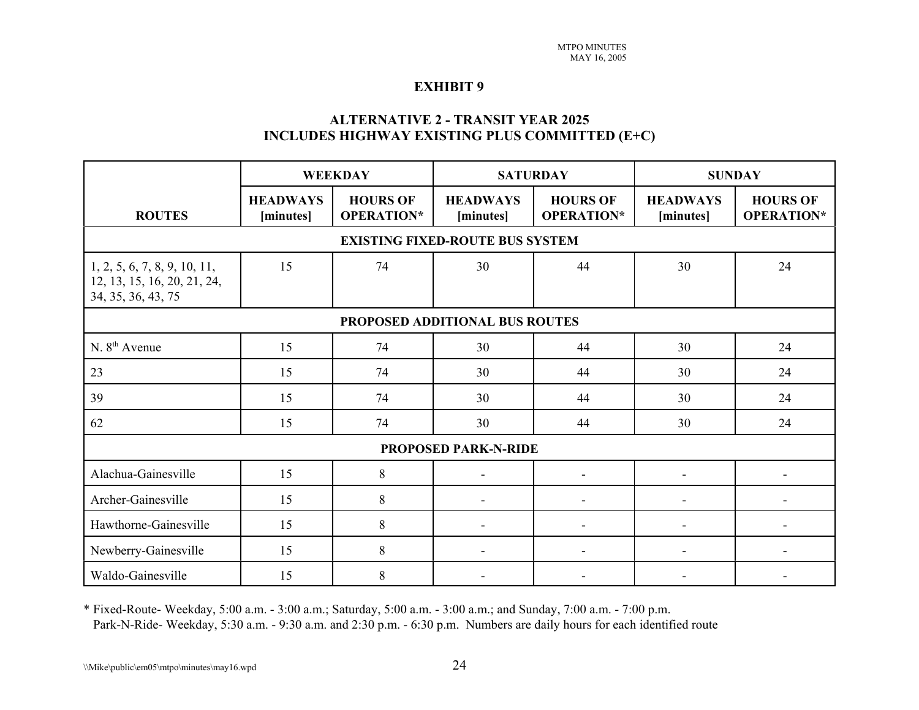## EXHIBIT 9

## ALTERNATIVE 2 - TRANSIT YEAR 2025
## INCLUDES HIGHWAY EXISTING PLUS COMMITTED (E+C)

| ROUTES | WEEKDAY | | SATURDAY | | SUNDAY | |
|---|---|---|---|---|---|---|
| | HEADWAYS [minutes] | HOURS OF OPERATION* | HEADWAYS [minutes] | HOURS OF OPERATION* | HEADWAYS [minutes] | HOURS OF OPERATION* |
| **EXISTING FIXED-ROUTE BUS SYSTEM** | | | | | | |
| 1, 2, 5, 6, 7, 8, 9, 10, 11, 12, 13, 15, 16, 20, 21, 24, 34, 35, 36, 43, 75 | 15 | 74 | 30 | 44 | 30 | 24 |
| **PROPOSED ADDITIONAL BUS ROUTES** | | | | | | |
| N. 8th Avenue | 15 | 74 | 30 | 44 | 30 | 24 |
| 23 | 15 | 74 | 30 | 44 | 30 | 24 |
| 39 | 15 | 74 | 30 | 44 | 30 | 24 |
| 62 | 15 | 74 | 30 | 44 | 30 | 24 |
| **PROPOSED PARK-N-RIDE** | | | | | | |
| Alachua-Gainesville | 15 | 8 | - | - | - | - |
| Archer-Gainesville | 15 | 8 | - | - | - | - |
| Hawthorne-Gainesville | 15 | 8 | - | - | - | - |
| Newberry-Gainesville | 15 | 8 | - | - | - | - |
| Waldo-Gainesville | 15 | 8 | - | - | - | - |

\* Fixed-Route- Weekday, 5:00 a.m. - 3:00 a.m.; Saturday, 5:00 a.m. - 3:00 a.m.; and Sunday, 7:00 a.m. - 7:00 p.m.
Park-N-Ride- Weekday, 5:30 a.m. - 9:30 a.m. and 2:30 p.m. - 6:30 p.m. Numbers are daily hours for each identified route